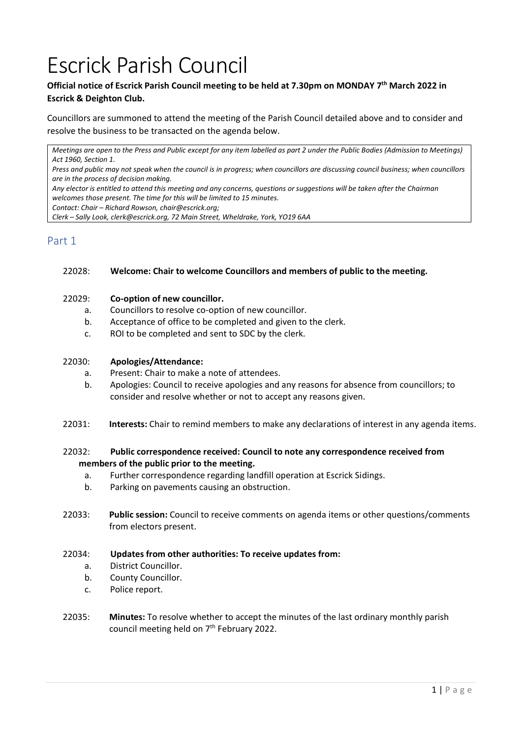# Escrick Parish Council

**Official notice of Escrick Parish Council meeting to be held at 7.30pm on MONDAY 7th March 2022 in Escrick & Deighton Club.**

Councillors are summoned to attend the meeting of the Parish Council detailed above and to consider and resolve the business to be transacted on the agenda below.

> *Meetings are open to the Press and Public except for any item labelled as part 2 under the Public Bodies (Admission to Meetings) Act 1960, Section 1.*
> *Press and public may not speak when the council is in progress; when councillors are discussing council business; when councillors are in the process of decision making.*
> *Any elector is entitled to attend this meeting and any concerns, questions or suggestions will be taken after the Chairman welcomes those present. The time for this will be limited to 15 minutes.*
> *Contact: Chair – Richard Rowson, chair@escrick.org;*
> *Clerk – Sally Look, clerk@escrick.org, 72 Main Street, Wheldrake, York, YO19 6AA*

## Part 1

22028: **Welcome: Chair to welcome Councillors and members of public to the meeting.**

22029: **Co-option of new councillor.**

a. Councillors to resolve co-option of new councillor.
b. Acceptance of office to be completed and given to the clerk.
c. ROI to be completed and sent to SDC by the clerk.

22030: **Apologies/Attendance:**

a. Present: Chair to make a note of attendees.
b. Apologies: Council to receive apologies and any reasons for absence from councillors; to consider and resolve whether or not to accept any reasons given.

22031: **Interests:** Chair to remind members to make any declarations of interest in any agenda items.

22032: **Public correspondence received: Council to note any correspondence received from members of the public prior to the meeting.**

a. Further correspondence regarding landfill operation at Escrick Sidings.
b. Parking on pavements causing an obstruction.

22033: **Public session:** Council to receive comments on agenda items or other questions/comments from electors present.

22034: **Updates from other authorities: To receive updates from:**

a. District Councillor.
b. County Councillor.
c. Police report.

22035: **Minutes:** To resolve whether to accept the minutes of the last ordinary monthly parish council meeting held on 7th February 2022.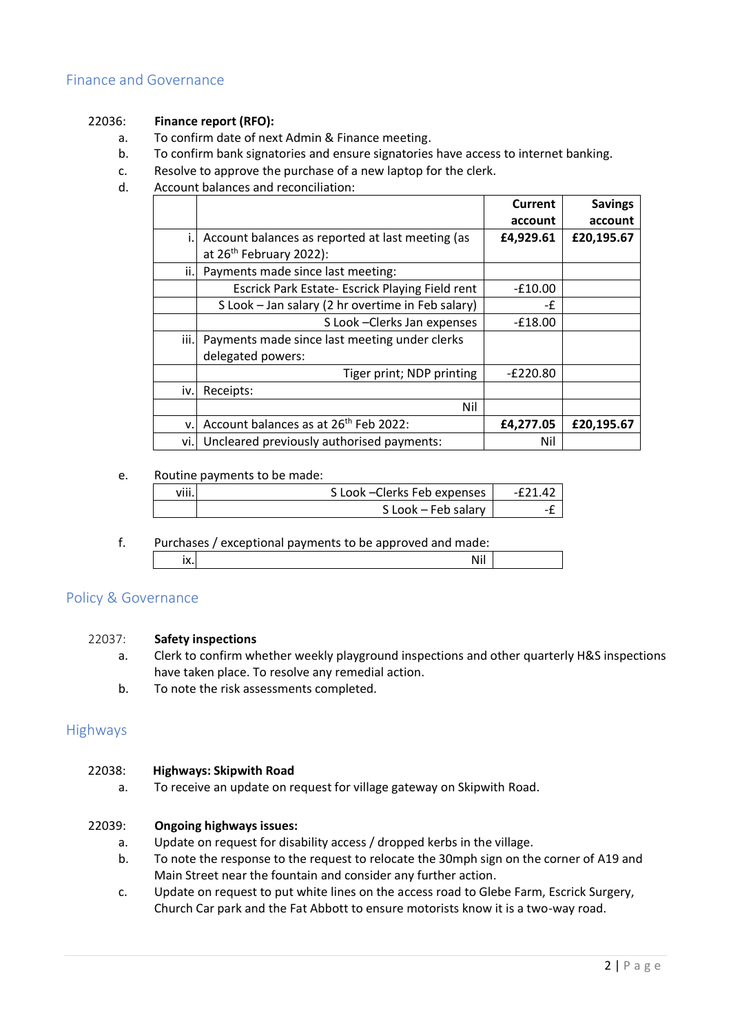## Finance and Governance

**22036: Finance report (RFO):**

a. To confirm date of next Admin & Finance meeting.

b. To confirm bank signatories and ensure signatories have access to internet banking.

c. Resolve to approve the purchase of a new laptop for the clerk.

d. Account balances and reconciliation:

| | | Current account | Savings account |
|---|---|---|---|
| i. | Account balances as reported at last meeting (as at 26th February 2022): | **£4,929.61** | **£20,195.67** |
| ii. | Payments made since last meeting: | | |
| | Escrick Park Estate- Escrick Playing Field rent | -£10.00 | |
| | S Look – Jan salary (2 hr overtime in Feb salary) | -£ | |
| | S Look –Clerks Jan expenses | -£18.00 | |
| iii. | Payments made since last meeting under clerks delegated powers: | | |
| | Tiger print; NDP printing | -£220.80 | |
| iv. | Receipts: | | |
| | Nil | | |
| v. | Account balances as at 26th Feb 2022: | **£4,277.05** | **£20,195.67** |
| vi. | Uncleared previously authorised payments: | Nil | |

e. Routine payments to be made:

| | | |
|---|---|---|
| viii. | S Look –Clerks Feb expenses | -£21.42 |
| | S Look – Feb salary | -£ |

f. Purchases / exceptional payments to be approved and made:

| | | |
|---|---|---|
| ix. | Nil | |

## Policy & Governance

**22037: Safety inspections**

a. Clerk to confirm whether weekly playground inspections and other quarterly H&S inspections have taken place. To resolve any remedial action.

b. To note the risk assessments completed.

## Highways

**22038: Highways: Skipwith Road**

a. To receive an update on request for village gateway on Skipwith Road.

**22039: Ongoing highways issues:**

a. Update on request for disability access / dropped kerbs in the village.

b. To note the response to the request to relocate the 30mph sign on the corner of A19 and Main Street near the fountain and consider any further action.

c. Update on request to put white lines on the access road to Glebe Farm, Escrick Surgery, Church Car park and the Fat Abbott to ensure motorists know it is a two-way road.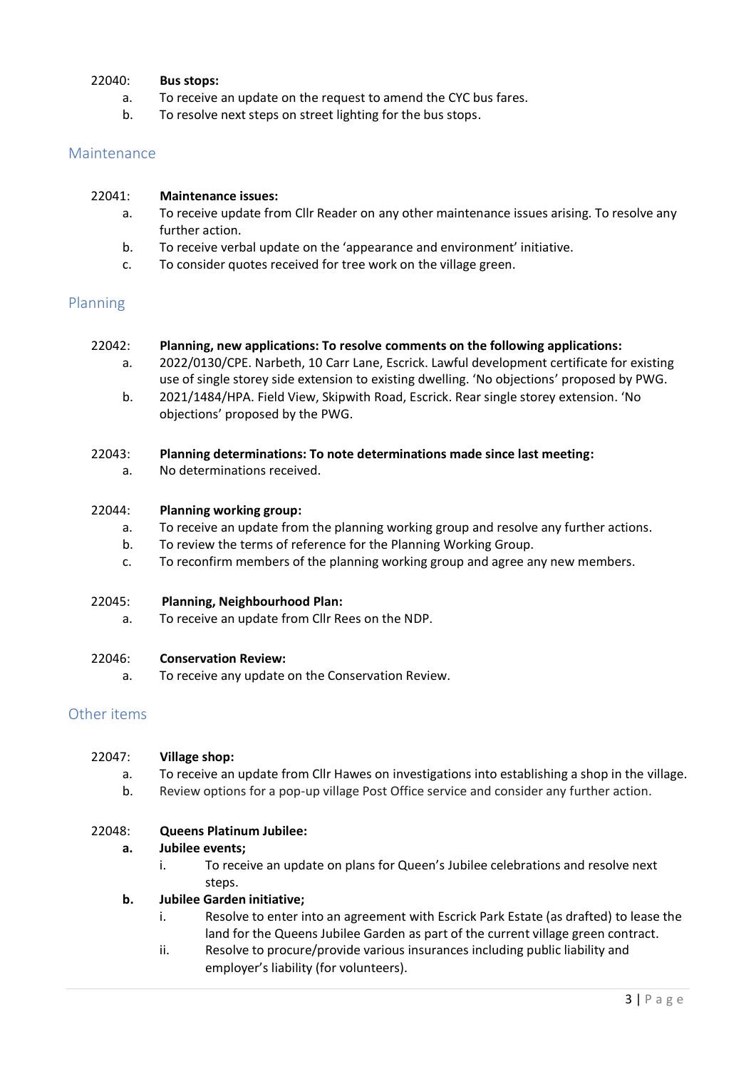22040: **Bus stops:**

a. To receive an update on the request to amend the CYC bus fares.

b. To resolve next steps on street lighting for the bus stops.

## Maintenance

22041: **Maintenance issues:**

a. To receive update from Cllr Reader on any other maintenance issues arising. To resolve any further action.

b. To receive verbal update on the 'appearance and environment' initiative.

c. To consider quotes received for tree work on the village green.

## Planning

22042: **Planning, new applications: To resolve comments on the following applications:**

a. 2022/0130/CPE. Narbeth, 10 Carr Lane, Escrick. Lawful development certificate for existing use of single storey side extension to existing dwelling. 'No objections' proposed by PWG.

b. 2021/1484/HPA. Field View, Skipwith Road, Escrick. Rear single storey extension. 'No objections' proposed by the PWG.

22043: **Planning determinations: To note determinations made since last meeting:**

a. No determinations received.

22044: **Planning working group:**

a. To receive an update from the planning working group and resolve any further actions.

b. To review the terms of reference for the Planning Working Group.

c. To reconfirm members of the planning working group and agree any new members.

22045: **Planning, Neighbourhood Plan:**

a. To receive an update from Cllr Rees on the NDP.

22046: **Conservation Review:**

a. To receive any update on the Conservation Review.

## Other items

22047: **Village shop:**

a. To receive an update from Cllr Hawes on investigations into establishing a shop in the village.

b. Review options for a pop-up village Post Office service and consider any further action.

22048: **Queens Platinum Jubilee:**

**a. Jubilee events;**

i. To receive an update on plans for Queen's Jubilee celebrations and resolve next steps.

**b. Jubilee Garden initiative;**

i. Resolve to enter into an agreement with Escrick Park Estate (as drafted) to lease the land for the Queens Jubilee Garden as part of the current village green contract.

ii. Resolve to procure/provide various insurances including public liability and employer's liability (for volunteers).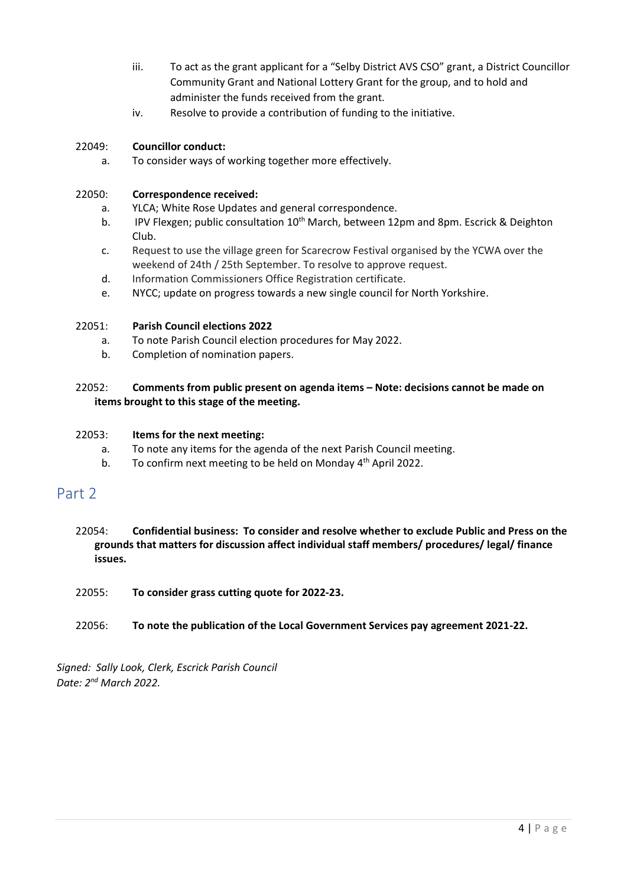iii. To act as the grant applicant for a "Selby District AVS CSO" grant, a District Councillor Community Grant and National Lottery Grant for the group, and to hold and administer the funds received from the grant.

iv. Resolve to provide a contribution of funding to the initiative.

22049: **Councillor conduct:**

a. To consider ways of working together more effectively.

22050: **Correspondence received:**

a. YLCA; White Rose Updates and general correspondence.

b. IPV Flexgen; public consultation 10th March, between 12pm and 8pm. Escrick & Deighton Club.

c. Request to use the village green for Scarecrow Festival organised by the YCWA over the weekend of 24th / 25th September. To resolve to approve request.

d. Information Commissioners Office Registration certificate.

e. NYCC; update on progress towards a new single council for North Yorkshire.

22051: **Parish Council elections 2022**

a. To note Parish Council election procedures for May 2022.

b. Completion of nomination papers.

22052: **Comments from public present on agenda items – Note: decisions cannot be made on items brought to this stage of the meeting.**

22053: **Items for the next meeting:**

a. To note any items for the agenda of the next Parish Council meeting.

b. To confirm next meeting to be held on Monday 4th April 2022.

## Part 2

22054: **Confidential business: To consider and resolve whether to exclude Public and Press on the grounds that matters for discussion affect individual staff members/ procedures/ legal/ finance issues.**

22055: **To consider grass cutting quote for 2022-23.**

22056: **To note the publication of the Local Government Services pay agreement 2021-22.**

*Signed: Sally Look, Clerk, Escrick Parish Council*
*Date: 2nd March 2022.*